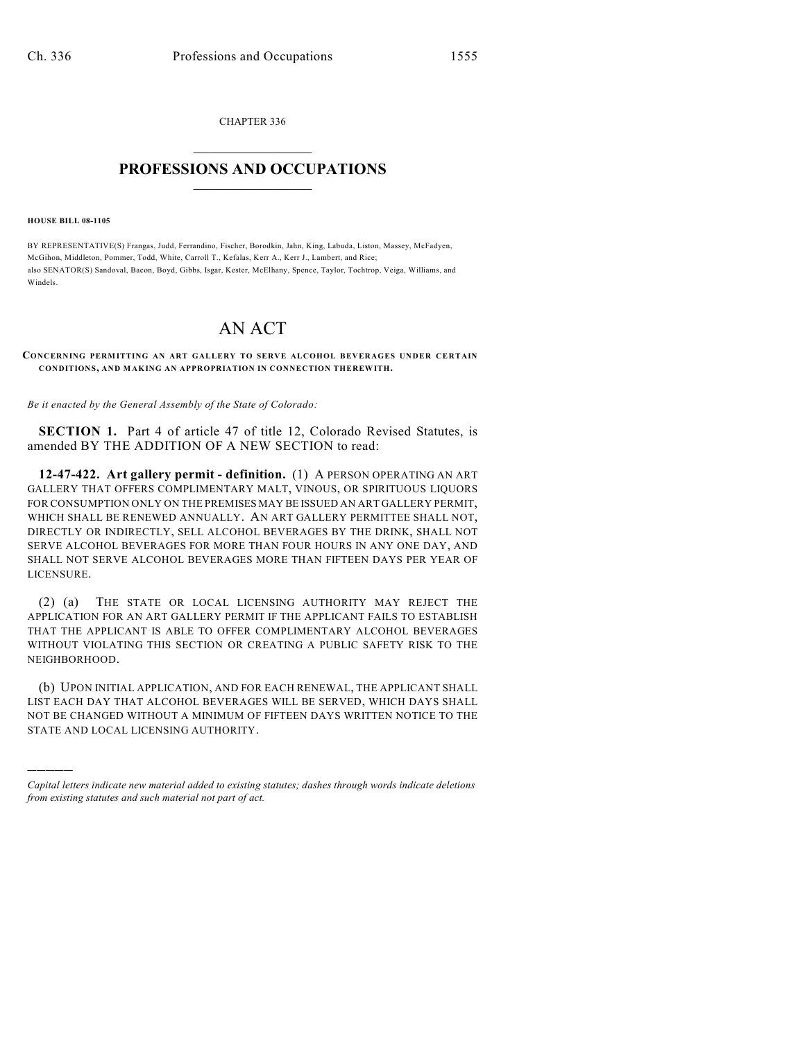CHAPTER 336

# PROFESSIONS AND OCCUPATIONS

**HOUSE BILL 08-1105**

BY REPRESENTATIVE(S) Frangas, Judd, Ferrandino, Fischer, Borodkin, Jahn, King, Labuda, Liston, Massey, McFadyen, McGihon, Middleton, Pommer, Todd, White, Carroll T., Kefalas, Kerr A., Kerr J., Lambert, and Rice;
also SENATOR(S) Sandoval, Bacon, Boyd, Gibbs, Isgar, Kester, McElhany, Spence, Taylor, Tochtrop, Veiga, Williams, and Windels.

# AN ACT

**CONCERNING PERMITTING AN ART GALLERY TO SERVE ALCOHOL BEVERAGES UNDER CERTAIN CONDITIONS, AND MAKING AN APPROPRIATION IN CONNECTION THEREWITH.**

*Be it enacted by the General Assembly of the State of Colorado:*

**SECTION 1.** Part 4 of article 47 of title 12, Colorado Revised Statutes, is amended BY THE ADDITION OF A NEW SECTION to read:

**12-47-422. Art gallery permit - definition.** (1) A PERSON OPERATING AN ART GALLERY THAT OFFERS COMPLIMENTARY MALT, VINOUS, OR SPIRITUOUS LIQUORS FOR CONSUMPTION ONLY ON THE PREMISES MAY BE ISSUED AN ART GALLERY PERMIT, WHICH SHALL BE RENEWED ANNUALLY. AN ART GALLERY PERMITTEE SHALL NOT, DIRECTLY OR INDIRECTLY, SELL ALCOHOL BEVERAGES BY THE DRINK, SHALL NOT SERVE ALCOHOL BEVERAGES FOR MORE THAN FOUR HOURS IN ANY ONE DAY, AND SHALL NOT SERVE ALCOHOL BEVERAGES MORE THAN FIFTEEN DAYS PER YEAR OF LICENSURE.

(2) (a) THE STATE OR LOCAL LICENSING AUTHORITY MAY REJECT THE APPLICATION FOR AN ART GALLERY PERMIT IF THE APPLICANT FAILS TO ESTABLISH THAT THE APPLICANT IS ABLE TO OFFER COMPLIMENTARY ALCOHOL BEVERAGES WITHOUT VIOLATING THIS SECTION OR CREATING A PUBLIC SAFETY RISK TO THE NEIGHBORHOOD.

(b) UPON INITIAL APPLICATION, AND FOR EACH RENEWAL, THE APPLICANT SHALL LIST EACH DAY THAT ALCOHOL BEVERAGES WILL BE SERVED, WHICH DAYS SHALL NOT BE CHANGED WITHOUT A MINIMUM OF FIFTEEN DAYS WRITTEN NOTICE TO THE STATE AND LOCAL LICENSING AUTHORITY.

---

*Capital letters indicate new material added to existing statutes; dashes through words indicate deletions from existing statutes and such material not part of act.*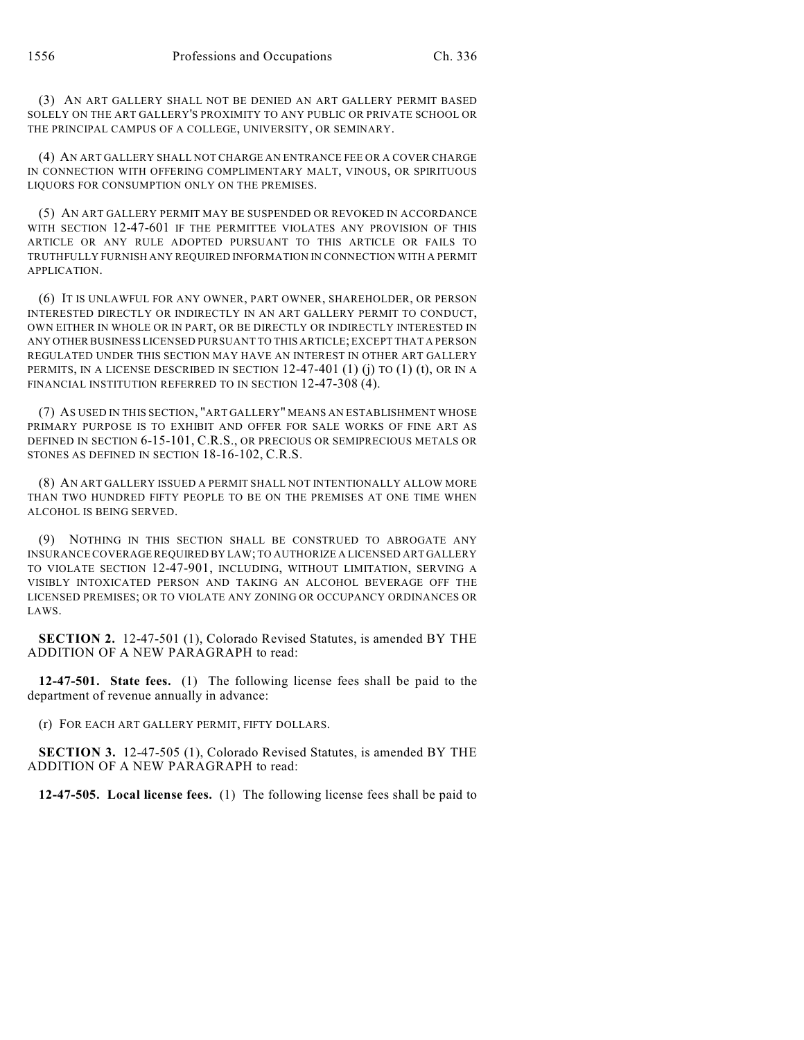(3) AN ART GALLERY SHALL NOT BE DENIED AN ART GALLERY PERMIT BASED SOLELY ON THE ART GALLERY'S PROXIMITY TO ANY PUBLIC OR PRIVATE SCHOOL OR THE PRINCIPAL CAMPUS OF A COLLEGE, UNIVERSITY, OR SEMINARY.

(4) AN ART GALLERY SHALL NOT CHARGE AN ENTRANCE FEE OR A COVER CHARGE IN CONNECTION WITH OFFERING COMPLIMENTARY MALT, VINOUS, OR SPIRITUOUS LIQUORS FOR CONSUMPTION ONLY ON THE PREMISES.

(5) AN ART GALLERY PERMIT MAY BE SUSPENDED OR REVOKED IN ACCORDANCE WITH SECTION 12-47-601 IF THE PERMITTEE VIOLATES ANY PROVISION OF THIS ARTICLE OR ANY RULE ADOPTED PURSUANT TO THIS ARTICLE OR FAILS TO TRUTHFULLY FURNISH ANY REQUIRED INFORMATION IN CONNECTION WITH A PERMIT APPLICATION.

(6) IT IS UNLAWFUL FOR ANY OWNER, PART OWNER, SHAREHOLDER, OR PERSON INTERESTED DIRECTLY OR INDIRECTLY IN AN ART GALLERY PERMIT TO CONDUCT, OWN EITHER IN WHOLE OR IN PART, OR BE DIRECTLY OR INDIRECTLY INTERESTED IN ANY OTHER BUSINESS LICENSED PURSUANT TO THIS ARTICLE; EXCEPT THAT A PERSON REGULATED UNDER THIS SECTION MAY HAVE AN INTEREST IN OTHER ART GALLERY PERMITS, IN A LICENSE DESCRIBED IN SECTION 12-47-401 (1) (j) TO (1) (t), OR IN A FINANCIAL INSTITUTION REFERRED TO IN SECTION 12-47-308 (4).

(7) AS USED IN THIS SECTION, "ART GALLERY" MEANS AN ESTABLISHMENT WHOSE PRIMARY PURPOSE IS TO EXHIBIT AND OFFER FOR SALE WORKS OF FINE ART AS DEFINED IN SECTION 6-15-101, C.R.S., OR PRECIOUS OR SEMIPRECIOUS METALS OR STONES AS DEFINED IN SECTION 18-16-102, C.R.S.

(8) AN ART GALLERY ISSUED A PERMIT SHALL NOT INTENTIONALLY ALLOW MORE THAN TWO HUNDRED FIFTY PEOPLE TO BE ON THE PREMISES AT ONE TIME WHEN ALCOHOL IS BEING SERVED.

(9) NOTHING IN THIS SECTION SHALL BE CONSTRUED TO ABROGATE ANY INSURANCE COVERAGE REQUIRED BY LAW; TO AUTHORIZE A LICENSED ART GALLERY TO VIOLATE SECTION 12-47-901, INCLUDING, WITHOUT LIMITATION, SERVING A VISIBLY INTOXICATED PERSON AND TAKING AN ALCOHOL BEVERAGE OFF THE LICENSED PREMISES; OR TO VIOLATE ANY ZONING OR OCCUPANCY ORDINANCES OR LAWS.

**SECTION 2.** 12-47-501 (1), Colorado Revised Statutes, is amended BY THE ADDITION OF A NEW PARAGRAPH to read:

**12-47-501. State fees.** (1) The following license fees shall be paid to the department of revenue annually in advance:

(r) FOR EACH ART GALLERY PERMIT, FIFTY DOLLARS.

**SECTION 3.** 12-47-505 (1), Colorado Revised Statutes, is amended BY THE ADDITION OF A NEW PARAGRAPH to read:

**12-47-505. Local license fees.** (1) The following license fees shall be paid to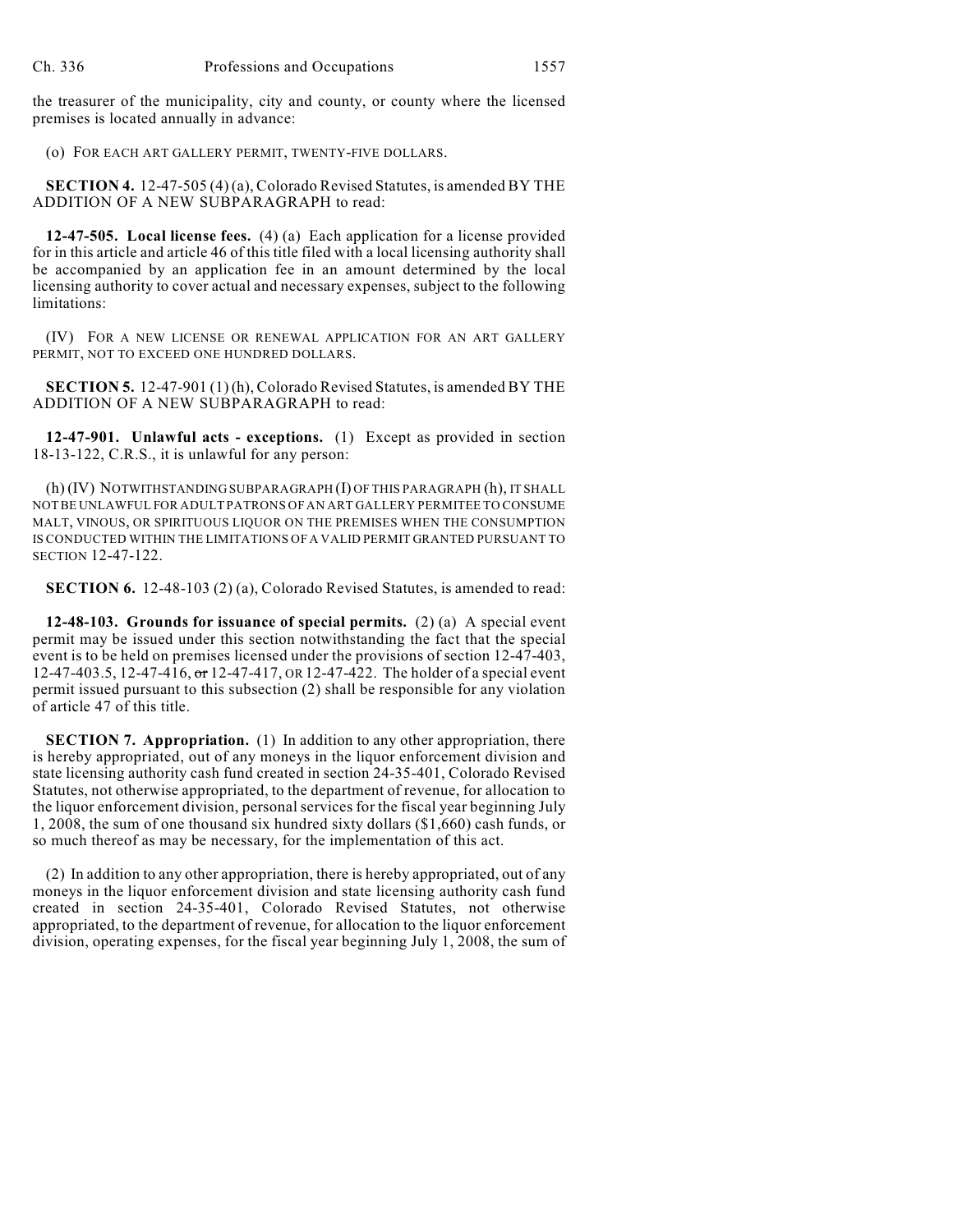the treasurer of the municipality, city and county, or county where the licensed premises is located annually in advance:

(o) FOR EACH ART GALLERY PERMIT, TWENTY-FIVE DOLLARS.

**SECTION 4.** 12-47-505 (4) (a), Colorado Revised Statutes, is amended BY THE ADDITION OF A NEW SUBPARAGRAPH to read:

**12-47-505. Local license fees.** (4) (a) Each application for a license provided for in this article and article 46 of this title filed with a local licensing authority shall be accompanied by an application fee in an amount determined by the local licensing authority to cover actual and necessary expenses, subject to the following limitations:

(IV) FOR A NEW LICENSE OR RENEWAL APPLICATION FOR AN ART GALLERY PERMIT, NOT TO EXCEED ONE HUNDRED DOLLARS.

**SECTION 5.** 12-47-901 (1) (h), Colorado Revised Statutes, is amended BY THE ADDITION OF A NEW SUBPARAGRAPH to read:

**12-47-901. Unlawful acts - exceptions.** (1) Except as provided in section 18-13-122, C.R.S., it is unlawful for any person:

(h) (IV) NOTWITHSTANDING SUBPARAGRAPH (I) OF THIS PARAGRAPH (h), IT SHALL NOT BE UNLAWFUL FOR ADULT PATRONS OF AN ART GALLERY PERMITEE TO CONSUME MALT, VINOUS, OR SPIRITUOUS LIQUOR ON THE PREMISES WHEN THE CONSUMPTION IS CONDUCTED WITHIN THE LIMITATIONS OF A VALID PERMIT GRANTED PURSUANT TO SECTION 12-47-122.

**SECTION 6.** 12-48-103 (2) (a), Colorado Revised Statutes, is amended to read:

**12-48-103. Grounds for issuance of special permits.** (2) (a) A special event permit may be issued under this section notwithstanding the fact that the special event is to be held on premises licensed under the provisions of section 12-47-403, 12-47-403.5, 12-47-416, ~~or~~ 12-47-417, OR 12-47-422. The holder of a special event permit issued pursuant to this subsection (2) shall be responsible for any violation of article 47 of this title.

**SECTION 7. Appropriation.** (1) In addition to any other appropriation, there is hereby appropriated, out of any moneys in the liquor enforcement division and state licensing authority cash fund created in section 24-35-401, Colorado Revised Statutes, not otherwise appropriated, to the department of revenue, for allocation to the liquor enforcement division, personal services for the fiscal year beginning July 1, 2008, the sum of one thousand six hundred sixty dollars ($1,660) cash funds, or so much thereof as may be necessary, for the implementation of this act.

(2) In addition to any other appropriation, there is hereby appropriated, out of any moneys in the liquor enforcement division and state licensing authority cash fund created in section 24-35-401, Colorado Revised Statutes, not otherwise appropriated, to the department of revenue, for allocation to the liquor enforcement division, operating expenses, for the fiscal year beginning July 1, 2008, the sum of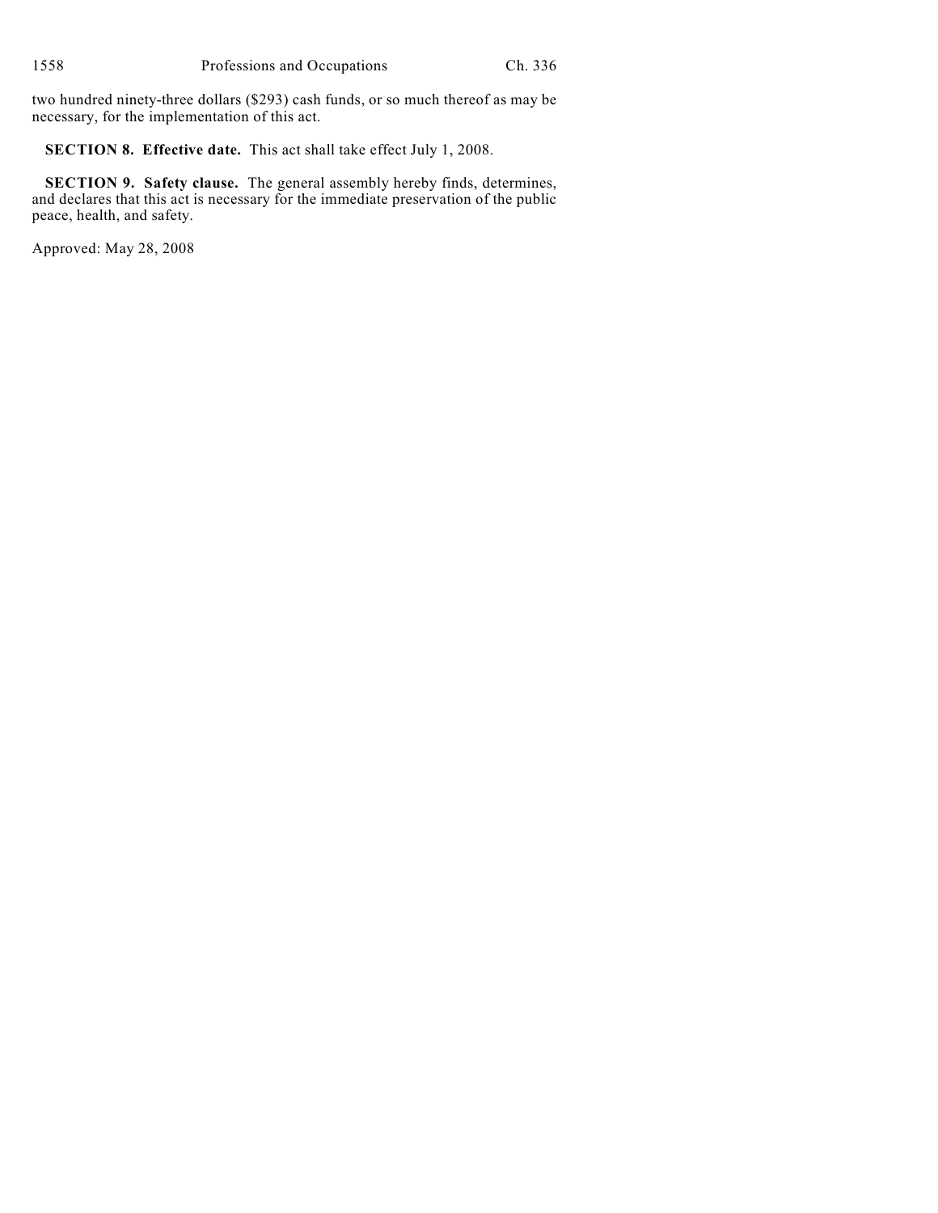two hundred ninety-three dollars ($293) cash funds, or so much thereof as may be necessary, for the implementation of this act.

**SECTION 8. Effective date.** This act shall take effect July 1, 2008.

**SECTION 9. Safety clause.** The general assembly hereby finds, determines, and declares that this act is necessary for the immediate preservation of the public peace, health, and safety.

Approved: May 28, 2008